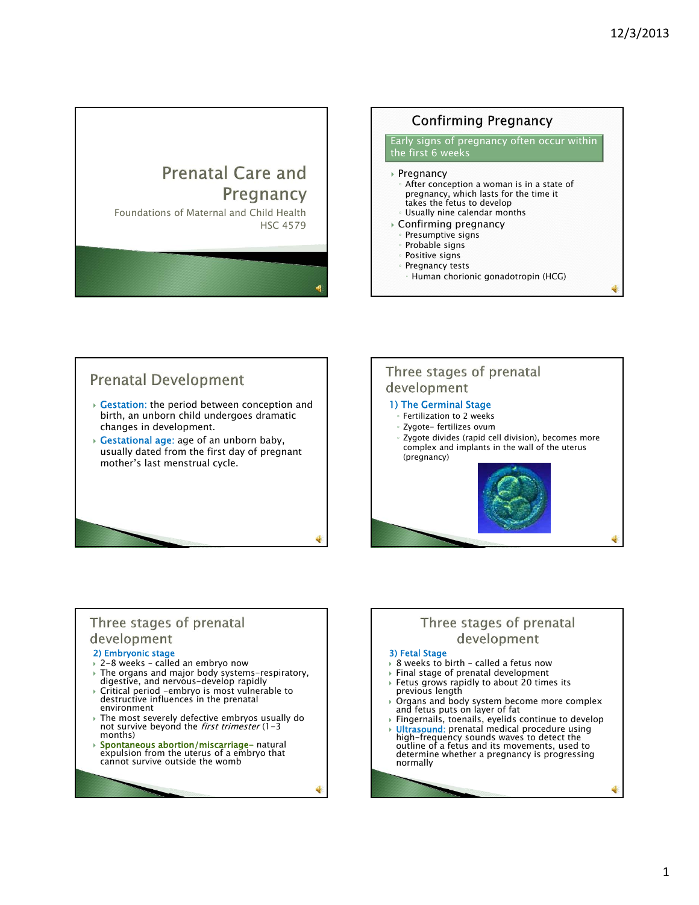# Prenatal Care and Pregnancy

Foundations of Maternal and Child Health
HSC 4579

## Confirming Pregnancy

Early signs of pregnancy often occur within the first 6 weeks

- Pregnancy
  - After conception a woman is in a state of pregnancy, which lasts for the time it takes the fetus to develop
  - Usually nine calendar months
- Confirming pregnancy
  - Presumptive signs
  - Probable signs
  - Positive signs
  - Pregnancy tests
    - Human chorionic gonadotropin (HCG)

## Prenatal Development

- **Gestation:** the period between conception and birth, an unborn child undergoes dramatic changes in development.
- **Gestational age:** age of an unborn baby, usually dated from the first day of pregnant mother's last menstrual cycle.

## Three stages of prenatal development

### 1) The Germinal Stage

- Fertilization to 2 weeks
- Zygote- fertilizes ovum
- Zygote divides (rapid cell division), becomes more complex and implants in the wall of the uterus (pregnancy)

## Three stages of prenatal development

### 2) Embryonic stage

- 2-8 weeks – called an embryo now
- The organs and major body systems-respiratory, digestive, and nervous-develop rapidly
- Critical period –embryo is most vulnerable to destructive influences in the prenatal environment
- The most severely defective embryos usually do not survive beyond the *first trimester* (1-3 months)
- **Spontaneous abortion/miscarriage**- natural expulsion from the uterus of a embryo that cannot survive outside the womb

## Three stages of prenatal development

### 3) Fetal Stage

- 8 weeks to birth – called a fetus now
- Final stage of prenatal development
- Fetus grows rapidly to about 20 times its previous length
- Organs and body system become more complex and fetus puts on layer of fat
- Fingernails, toenails, eyelids continue to develop
- **Ultrasound:** prenatal medical procedure using high-frequency sounds waves to detect the outline of a fetus and its movements, used to determine whether a pregnancy is progressing normally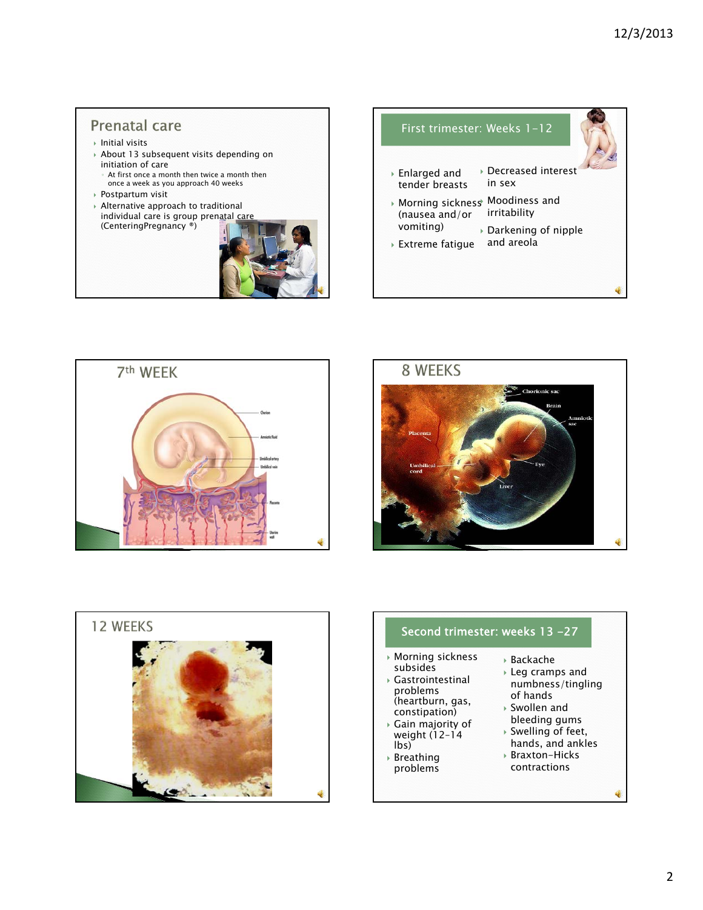## Prenatal care

- Initial visits
- About 13 subsequent visits depending on initiation of care
  - At first once a month then twice a month then once a week as you approach 40 weeks
- Postpartum visit
- Alternative approach to traditional individual care is group prenatal care (CenteringPregnancy ®)

## First trimester: Weeks 1-12

- Enlarged and tender breasts
- Morning sickness (nausea and/or vomiting)
- Extreme fatigue
- Decreased interest in sex
- Moodiness and irritability
- Darkening of nipple and areola

## 7th WEEK

Chorion

Amniotic fluid

Umbilical artery

Umbilical vein

Placenta

Uterine wall

## 8 WEEKS

Chorionic sac

Brain

Amniotic sac

Placenta

Umbilical cord

Eye

Liver

## 12 WEEKS

## Second trimester: weeks 13 -27

- Morning sickness subsides
- Gastrointestinal problems (heartburn, gas, constipation)
- Gain majority of weight (12-14 lbs)
- Breathing problems
- Backache
- Leg cramps and numbness/tingling of hands
- Swollen and bleeding gums
- Swelling of feet, hands, and ankles
- Braxton-Hicks contractions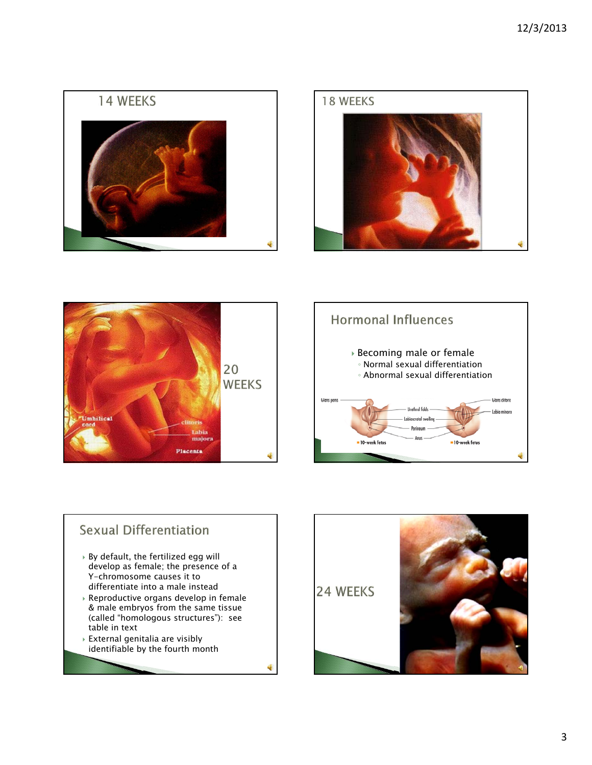## 14 WEEKS

## 18 WEEKS

## 20 WEEKS

Umbilical cord

clitoris

Labia majora

Placenta

## Hormonal Influences

- Becoming male or female
  - Normal sexual differentiation
  - Abnormal sexual differentiation

Glans penis

Urethral folds

Labioscrotal swelling

Perineum

Anus

10-week fetus

Glans clitoris

Labia minora

10-week fetus

## Sexual Differentiation

- By default, the fertilized egg will develop as female; the presence of a Y-chromosome causes it to differentiate into a male instead
- Reproductive organs develop in female & male embryos from the same tissue (called "homologous structures"): see table in text
- External genitalia are visibly identifiable by the fourth month

## 24 WEEKS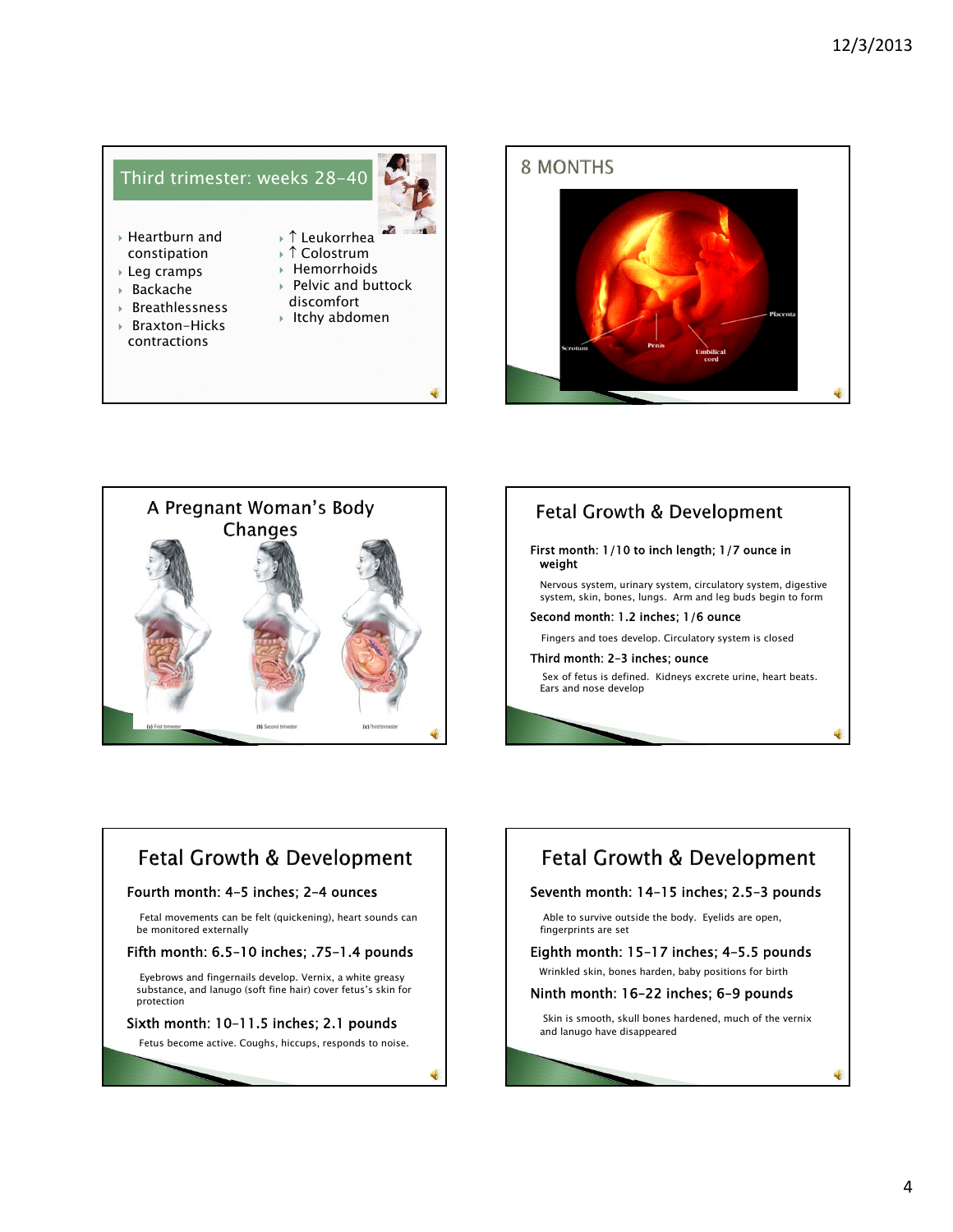## Third trimester: weeks 28-40

- Heartburn and constipation
- Leg cramps
- Backache
- Breathlessness
- Braxton-Hicks contractions
- ↑ Leukorrhea
- ↑ Colostrum
- Hemorrhoids
- Pelvic and buttock discomfort
- Itchy abdomen

## 8 MONTHS

Scrotum

Penis

Umbilical cord

Placenta

## A Pregnant Woman's Body Changes

(a) First trimester

(b) Second trimester

(c) Third trimester

## Fetal Growth & Development

**First month: 1/10 to inch length; 1/7 ounce in weight**

Nervous system, urinary system, circulatory system, digestive system, skin, bones, lungs. Arm and leg buds begin to form

**Second month: 1.2 inches; 1/6 ounce**

Fingers and toes develop. Circulatory system is closed

**Third month: 2-3 inches; ounce**

Sex of fetus is defined. Kidneys excrete urine, heart beats. Ears and nose develop

## Fetal Growth & Development

**Fourth month: 4-5 inches; 2-4 ounces**

Fetal movements can be felt (quickening), heart sounds can be monitored externally

**Fifth month: 6.5-10 inches; .75-1.4 pounds**

Eyebrows and fingernails develop. Vernix, a white greasy substance, and lanugo (soft fine hair) cover fetus's skin for protection

**Sixth month: 10-11.5 inches; 2.1 pounds**

Fetus become active. Coughs, hiccups, responds to noise.

## Fetal Growth & Development

**Seventh month: 14-15 inches; 2.5-3 pounds**

Able to survive outside the body. Eyelids are open, fingerprints are set

**Eighth month: 15-17 inches; 4-5.5 pounds**

Wrinkled skin, bones harden, baby positions for birth

**Ninth month: 16-22 inches; 6-9 pounds**

Skin is smooth, skull bones hardened, much of the vernix and lanugo have disappeared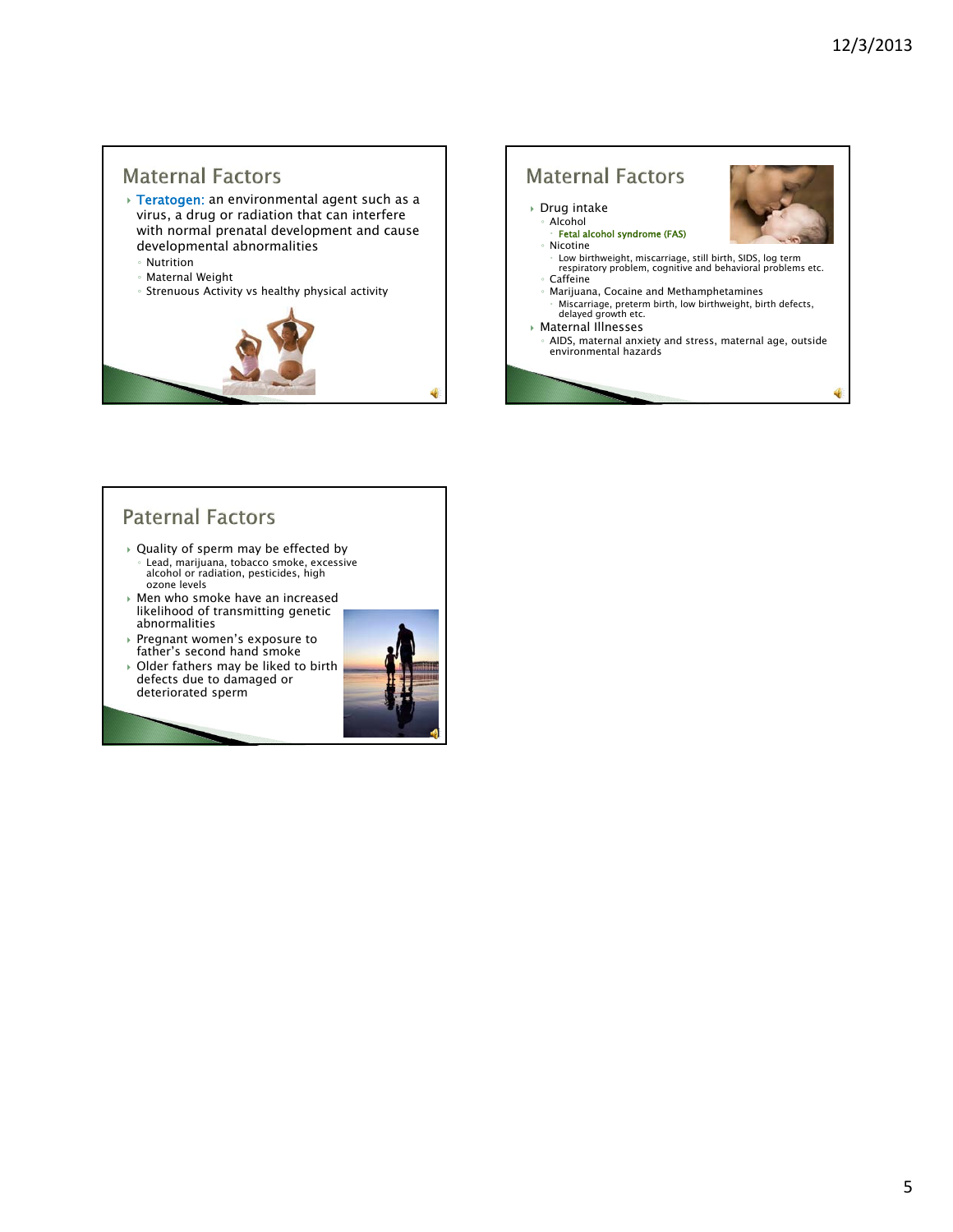## Maternal Factors

- **Teratogen**: an environmental agent such as a virus, a drug or radiation that can interfere with normal prenatal development and cause developmental abnormalities
  - Nutrition
  - Maternal Weight
  - Strenuous Activity vs healthy physical activity

## Maternal Factors

- Drug intake
  - Alcohol
    - Fetal alcohol syndrome (FAS)
  - Nicotine
    - Low birthweight, miscarriage, still birth, SIDS, log term respiratory problem, cognitive and behavioral problems etc.
  - Caffeine
  - Marijuana, Cocaine and Methamphetamines
    - Miscarriage, preterm birth, low birthweight, birth defects, delayed growth etc.
- Maternal Illnesses
  - AIDS, maternal anxiety and stress, maternal age, outside environmental hazards

## Paternal Factors

- Quality of sperm may be effected by
  - Lead, marijuana, tobacco smoke, excessive alcohol or radiation, pesticides, high ozone levels
- Men who smoke have an increased likelihood of transmitting genetic abnormalities
- Pregnant women's exposure to father's second hand smoke
- Older fathers may be liked to birth defects due to damaged or deteriorated sperm